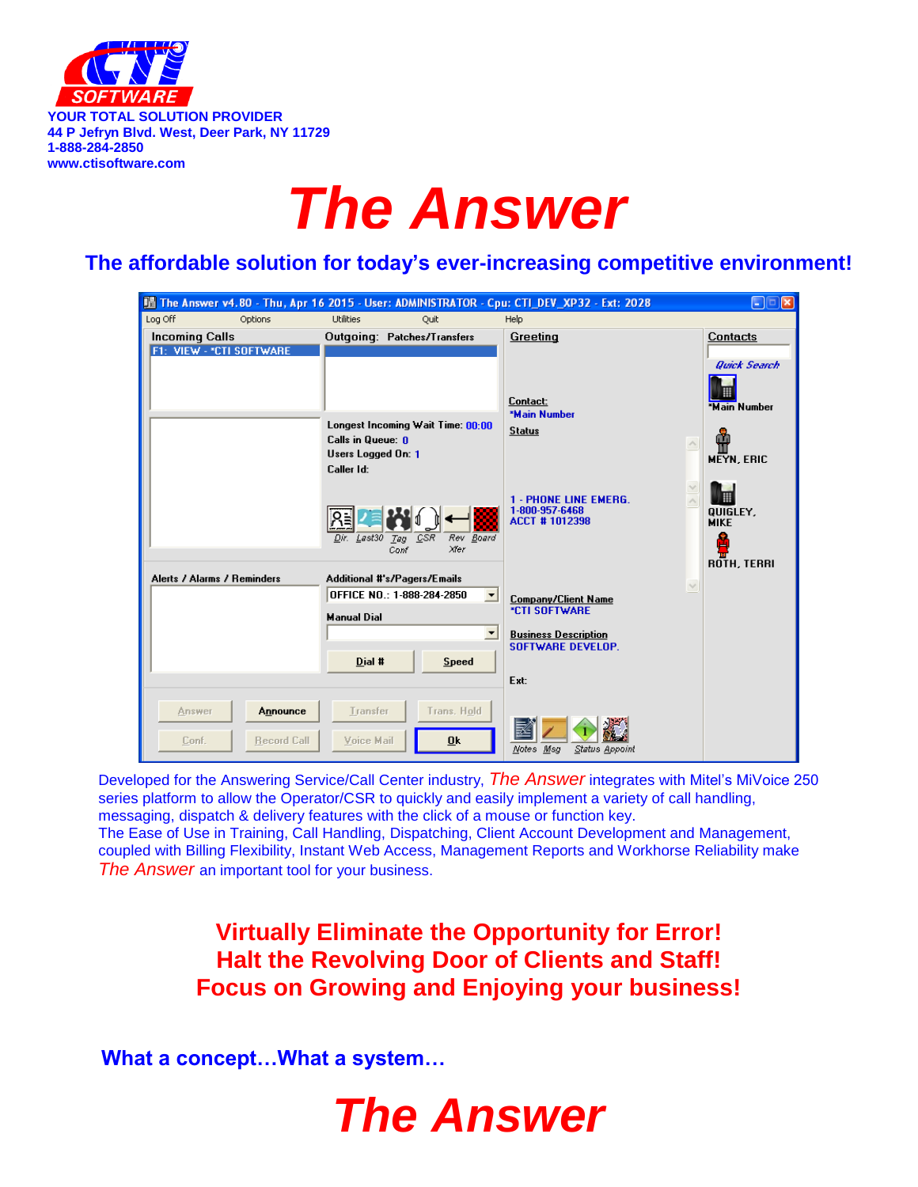YOUR TOTAL SOLUTION PROVIDER
44 P Jefryn Blvd. West, Deer Park, NY 11729
1-888-284-2850
www.ctisoftware.com

# *The Answer*

## The affordable solution for today's ever-increasing competitive environment!

Developed for the Answering Service/Call Center industry, *The Answer* integrates with Mitel's MiVoice 250 series platform to allow the Operator/CSR to quickly and easily implement a variety of call handling, messaging, dispatch & delivery features with the click of a mouse or function key.
The Ease of Use in Training, Call Handling, Dispatching, Client Account Development and Management, coupled with Billing Flexibility, Instant Web Access, Management Reports and Workhorse Reliability make *The Answer* an important tool for your business.

**Virtually Eliminate the Opportunity for Error!**
**Halt the Revolving Door of Clients and Staff!**
**Focus on Growing and Enjoying your business!**

**What a concept…What a system…**

# *The Answer*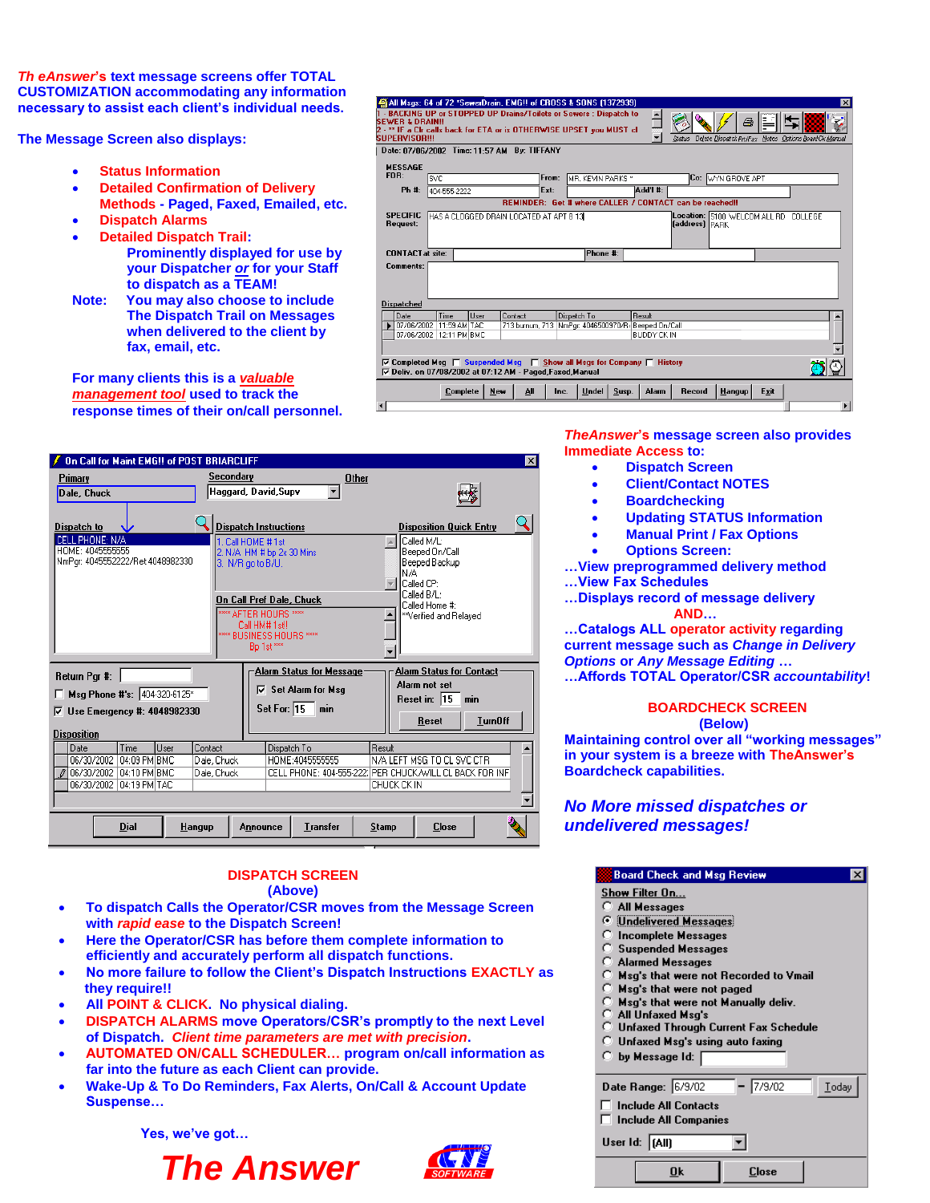***Th eAnswer*'s text message screens offer TOTAL CUSTOMIZATION accommodating any information necessary to assist each client's individual needs.**

**The Message Screen also displays:**

- **Status Information**
- **Detailed Confirmation of Delivery Methods - Paged, Faxed, Emailed, etc.**
- **Dispatch Alarms**
- **Detailed Dispatch Trail:**
  **Prominently displayed for use by your Dispatcher *or* for your Staff to dispatch as a TEAM!**

**Note: You may also choose to include The Dispatch Trail on Messages when delivered to the client by fax, email, etc.**

**For many clients this is a *valuable management tool* used to track the response times of their on/call personnel.**

***TheAnswer*'s message screen also provides Immediate Access to:**

- **Dispatch Screen**
- **Client/Contact NOTES**
- **Boardchecking**
- **Updating STATUS Information**
- **Manual Print / Fax Options**
- **Options Screen:**

**…View preprogrammed delivery method**
**…View Fax Schedules**
**…Displays record of message delivery**
**AND…**
**…Catalogs ALL operator activity regarding current message such as *Change in Delivery Options* or *Any Message Editing* …**
**…Affords TOTAL Operator/CSR *accountability*!**

## BOARDCHECK SCREEN
**(Below)**

**Maintaining control over all "working messages" in your system is a breeze with TheAnswer's Boardcheck capabilities.**

***No More missed dispatches or undelivered messages!***

## DISPATCH SCREEN
**(Above)**

- **To dispatch Calls the Operator/CSR moves from the Message Screen with *rapid ease* to the Dispatch Screen!**
- **Here the Operator/CSR has before them complete information to efficiently and accurately perform all dispatch functions.**
- **No more failure to follow the Client's Dispatch Instructions EXACTLY as they require!!**
- **All POINT & CLICK. No physical dialing.**
- **DISPATCH ALARMS move Operators/CSR's promptly to the next Level of Dispatch. *Client time parameters are met with precision.***
- **AUTOMATED ON/CALL SCHEDULER… program on/call information as far into the future as each Client can provide.**
- **Wake-Up & To Do Reminders, Fax Alerts, On/Call & Account Update Suspense…**

**Yes, we've got…**

# *The Answer*

CTI SOFTWARE